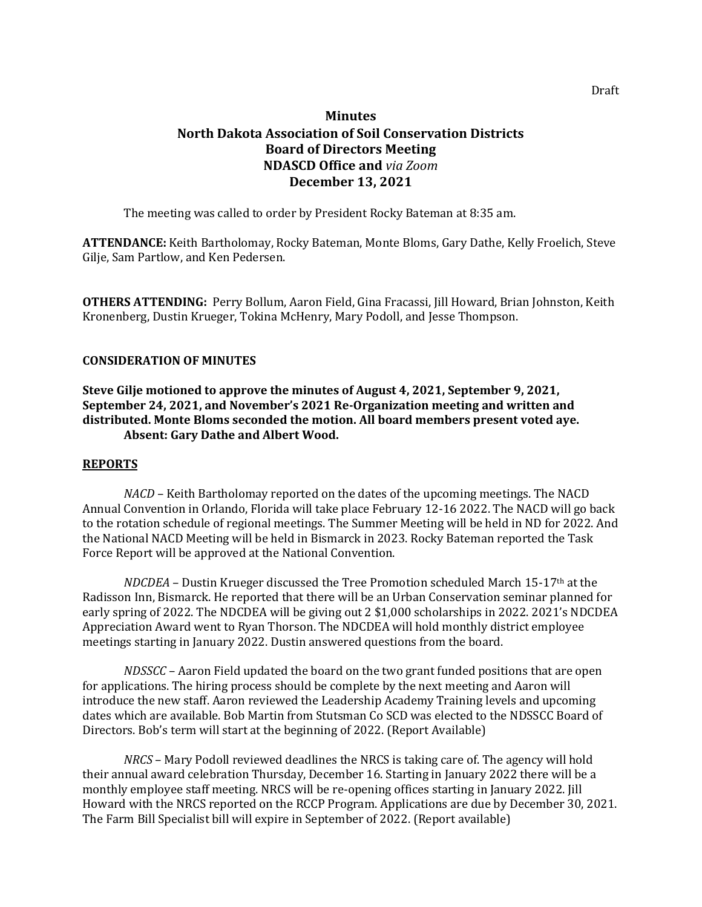Draft

# Minutes
## North Dakota Association of Soil Conservation Districts
## Board of Directors Meeting
## NDASCD Office and *via Zoom*
## December 13, 2021

The meeting was called to order by President Rocky Bateman at 8:35 am.

**ATTENDANCE:** Keith Bartholomay, Rocky Bateman, Monte Bloms, Gary Dathe, Kelly Froelich, Steve Gilje, Sam Partlow, and Ken Pedersen.

**OTHERS ATTENDING:** Perry Bollum, Aaron Field, Gina Fracassi, Jill Howard, Brian Johnston, Keith Kronenberg, Dustin Krueger, Tokina McHenry, Mary Podoll, and Jesse Thompson.

### CONSIDERATION OF MINUTES

**Steve Gilje motioned to approve the minutes of August 4, 2021, September 9, 2021, September 24, 2021, and November's 2021 Re-Organization meeting and written and distributed. Monte Bloms seconded the motion. All board members present voted aye.**
**Absent: Gary Dathe and Albert Wood.**

### REPORTS

*NACD* – Keith Bartholomay reported on the dates of the upcoming meetings. The NACD Annual Convention in Orlando, Florida will take place February 12-16 2022. The NACD will go back to the rotation schedule of regional meetings. The Summer Meeting will be held in ND for 2022. And the National NACD Meeting will be held in Bismarck in 2023. Rocky Bateman reported the Task Force Report will be approved at the National Convention.

*NDCDEA* – Dustin Krueger discussed the Tree Promotion scheduled March 15-17th at the Radisson Inn, Bismarck. He reported that there will be an Urban Conservation seminar planned for early spring of 2022. The NDCDEA will be giving out 2 $1,000 scholarships in 2022. 2021's NDCDEA Appreciation Award went to Ryan Thorson. The NDCDEA will hold monthly district employee meetings starting in January 2022. Dustin answered questions from the board.

*NDSSCC* – Aaron Field updated the board on the two grant funded positions that are open for applications. The hiring process should be complete by the next meeting and Aaron will introduce the new staff. Aaron reviewed the Leadership Academy Training levels and upcoming dates which are available. Bob Martin from Stutsman Co SCD was elected to the NDSSCC Board of Directors. Bob's term will start at the beginning of 2022. (Report Available)

*NRCS* – Mary Podoll reviewed deadlines the NRCS is taking care of. The agency will hold their annual award celebration Thursday, December 16. Starting in January 2022 there will be a monthly employee staff meeting. NRCS will be re-opening offices starting in January 2022. Jill Howard with the NRCS reported on the RCCP Program. Applications are due by December 30, 2021. The Farm Bill Specialist bill will expire in September of 2022. (Report available)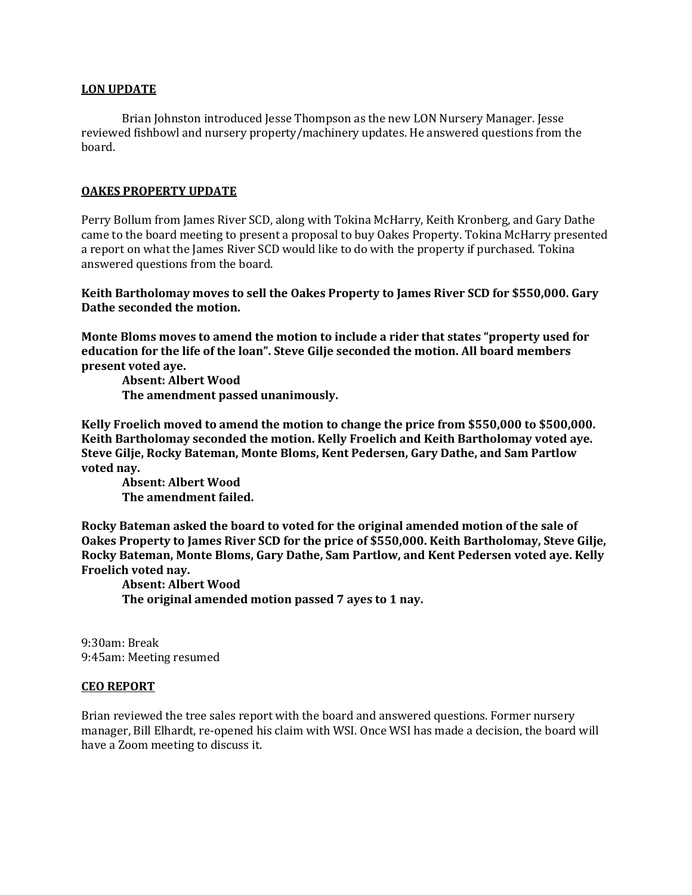**LON UPDATE**

Brian Johnston introduced Jesse Thompson as the new LON Nursery Manager. Jesse reviewed fishbowl and nursery property/machinery updates. He answered questions from the board.

**OAKES PROPERTY UPDATE**

Perry Bollum from James River SCD, along with Tokina McHarry, Keith Kronberg, and Gary Dathe came to the board meeting to present a proposal to buy Oakes Property. Tokina McHarry presented a report on what the James River SCD would like to do with the property if purchased. Tokina answered questions from the board.

**Keith Bartholomay moves to sell the Oakes Property to James River SCD for $550,000. Gary Dathe seconded the motion.**

**Monte Bloms moves to amend the motion to include a rider that states "property used for education for the life of the loan". Steve Gilje seconded the motion. All board members present voted aye.**

**Absent: Albert Wood**
**The amendment passed unanimously.**

**Kelly Froelich moved to amend the motion to change the price from $550,000 to $500,000. Keith Bartholomay seconded the motion. Kelly Froelich and Keith Bartholomay voted aye. Steve Gilje, Rocky Bateman, Monte Bloms, Kent Pedersen, Gary Dathe, and Sam Partlow voted nay.**

**Absent: Albert Wood**
**The amendment failed.**

**Rocky Bateman asked the board to voted for the original amended motion of the sale of Oakes Property to James River SCD for the price of $550,000. Keith Bartholomay, Steve Gilje, Rocky Bateman, Monte Bloms, Gary Dathe, Sam Partlow, and Kent Pedersen voted aye. Kelly Froelich voted nay.**

**Absent: Albert Wood**
**The original amended motion passed 7 ayes to 1 nay.**

9:30am: Break
9:45am: Meeting resumed

**CEO REPORT**

Brian reviewed the tree sales report with the board and answered questions. Former nursery manager, Bill Elhardt, re-opened his claim with WSI. Once WSI has made a decision, the board will have a Zoom meeting to discuss it.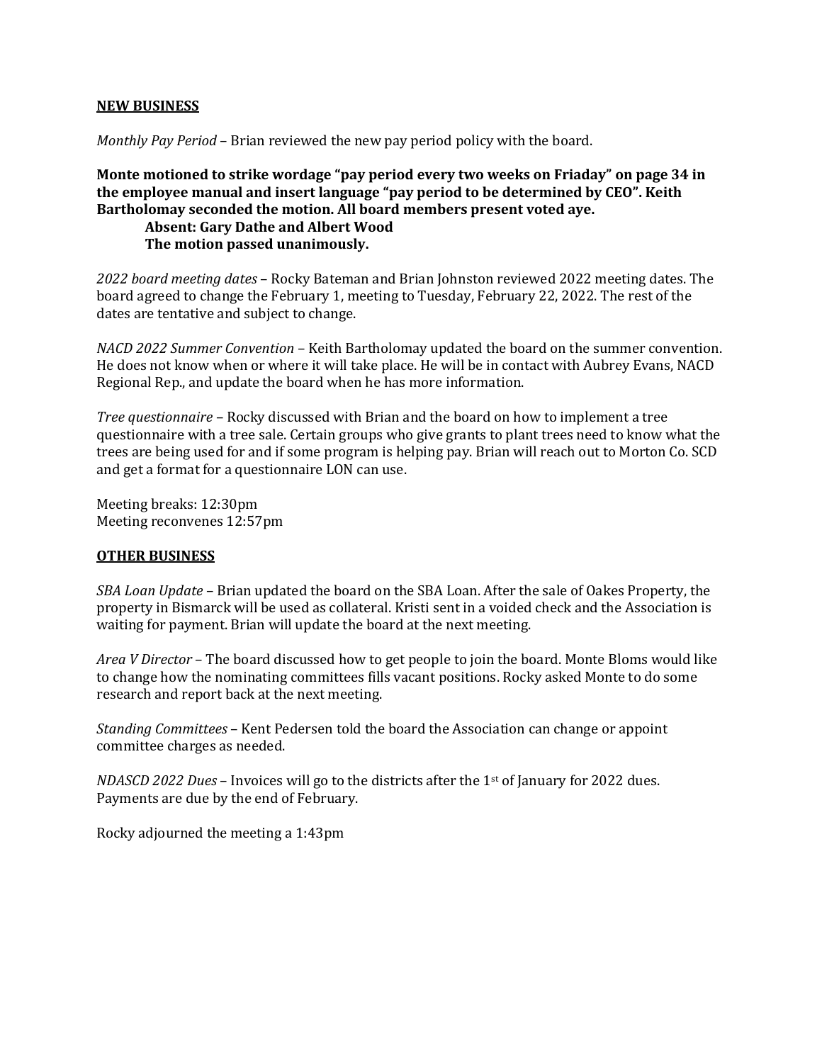**NEW BUSINESS**

*Monthly Pay Period* – Brian reviewed the new pay period policy with the board.

**Monte motioned to strike wordage "pay period every two weeks on Friaday" on page 34 in the employee manual and insert language "pay period to be determined by CEO". Keith Bartholomay seconded the motion. All board members present voted aye.**

> **Absent: Gary Dathe and Albert Wood**
> **The motion passed unanimously.**

*2022 board meeting dates* – Rocky Bateman and Brian Johnston reviewed 2022 meeting dates. The board agreed to change the February 1, meeting to Tuesday, February 22, 2022. The rest of the dates are tentative and subject to change.

*NACD 2022 Summer Convention* – Keith Bartholomay updated the board on the summer convention. He does not know when or where it will take place. He will be in contact with Aubrey Evans, NACD Regional Rep., and update the board when he has more information.

*Tree questionnaire* – Rocky discussed with Brian and the board on how to implement a tree questionnaire with a tree sale. Certain groups who give grants to plant trees need to know what the trees are being used for and if some program is helping pay. Brian will reach out to Morton Co. SCD and get a format for a questionnaire LON can use.

Meeting breaks: 12:30pm
Meeting reconvenes 12:57pm

**OTHER BUSINESS**

*SBA Loan Update* – Brian updated the board on the SBA Loan. After the sale of Oakes Property, the property in Bismarck will be used as collateral. Kristi sent in a voided check and the Association is waiting for payment. Brian will update the board at the next meeting.

*Area V Director* – The board discussed how to get people to join the board. Monte Bloms would like to change how the nominating committees fills vacant positions. Rocky asked Monte to do some research and report back at the next meeting.

*Standing Committees* – Kent Pedersen told the board the Association can change or appoint committee charges as needed.

*NDASCD 2022 Dues* – Invoices will go to the districts after the 1st of January for 2022 dues. Payments are due by the end of February.

Rocky adjourned the meeting a 1:43pm